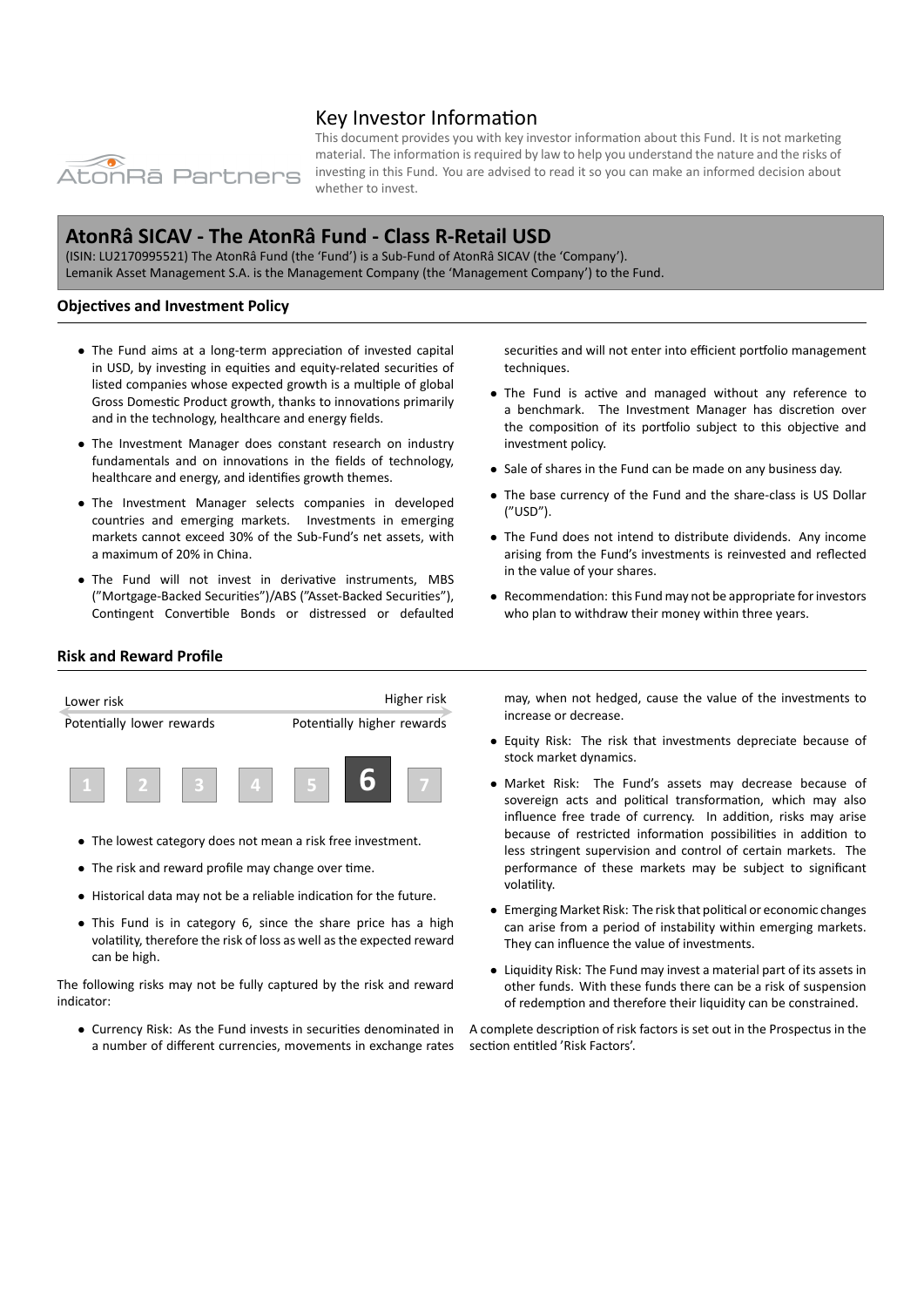# Key Investor Information

This document provides you with key investor information about this Fund. It is not marketing material. The information is required by law to help you understand the nature and the risks of investing in this Fund. You are advised to read it so you can make an informed decision about whether to invest.

## AtonRâ SICAV - The AtonRâ Fund - Class R-Retail USD

(ISIN: LU2170995521) The AtonRâ Fund (the 'Fund') is a Sub-Fund of AtonRâ SICAV (the 'Company').
Lemanik Asset Management S.A. is the Management Company (the 'Management Company') to the Fund.

### Objectives and Investment Policy

- The Fund aims at a long-term appreciation of invested capital in USD, by investing in equities and equity-related securities of listed companies whose expected growth is a multiple of global Gross Domestic Product growth, thanks to innovations primarily and in the technology, healthcare and energy fields.
- The Investment Manager does constant research on industry fundamentals and on innovations in the fields of technology, healthcare and energy, and identifies growth themes.
- The Investment Manager selects companies in developed countries and emerging markets. Investments in emerging markets cannot exceed 30% of the Sub-Fund's net assets, with a maximum of 20% in China.
- The Fund will not invest in derivative instruments, MBS ("Mortgage-Backed Securities")/ABS ("Asset-Backed Securities"), Contingent Convertible Bonds or distressed or defaulted securities and will not enter into efficient portfolio management techniques.
- The Fund is active and managed without any reference to a benchmark. The Investment Manager has discretion over the composition of its portfolio subject to this objective and investment policy.
- Sale of shares in the Fund can be made on any business day.
- The base currency of the Fund and the share-class is US Dollar ("USD").
- The Fund does not intend to distribute dividends. Any income arising from the Fund's investments is reinvested and reflected in the value of your shares.
- Recommendation: this Fund may not be appropriate for investors who plan to withdraw their money within three years.

### Risk and Reward Profile

| Lower risk | | | | | | Higher risk |
|---|---|---|---|---|---|---|
| Potentially lower rewards | | | | | | Potentially higher rewards |
| 1 | 2 | 3 | 4 | 5 | **6** | 7 |

- The lowest category does not mean a risk free investment.
- The risk and reward profile may change over time.
- Historical data may not be a reliable indication for the future.
- This Fund is in category 6, since the share price has a high volatility, therefore the risk of loss as well as the expected reward can be high.

The following risks may not be fully captured by the risk and reward indicator:

- Currency Risk: As the Fund invests in securities denominated in a number of different currencies, movements in exchange rates may, when not hedged, cause the value of the investments to increase or decrease.
- Equity Risk: The risk that investments depreciate because of stock market dynamics.
- Market Risk: The Fund's assets may decrease because of sovereign acts and political transformation, which may also influence free trade of currency. In addition, risks may arise because of restricted information possibilities in addition to less stringent supervision and control of certain markets. The performance of these markets may be subject to significant volatility.
- Emerging Market Risk: The risk that political or economic changes can arise from a period of instability within emerging markets. They can influence the value of investments.
- Liquidity Risk: The Fund may invest a material part of its assets in other funds. With these funds there can be a risk of suspension of redemption and therefore their liquidity can be constrained.

A complete description of risk factors is set out in the Prospectus in the section entitled 'Risk Factors'.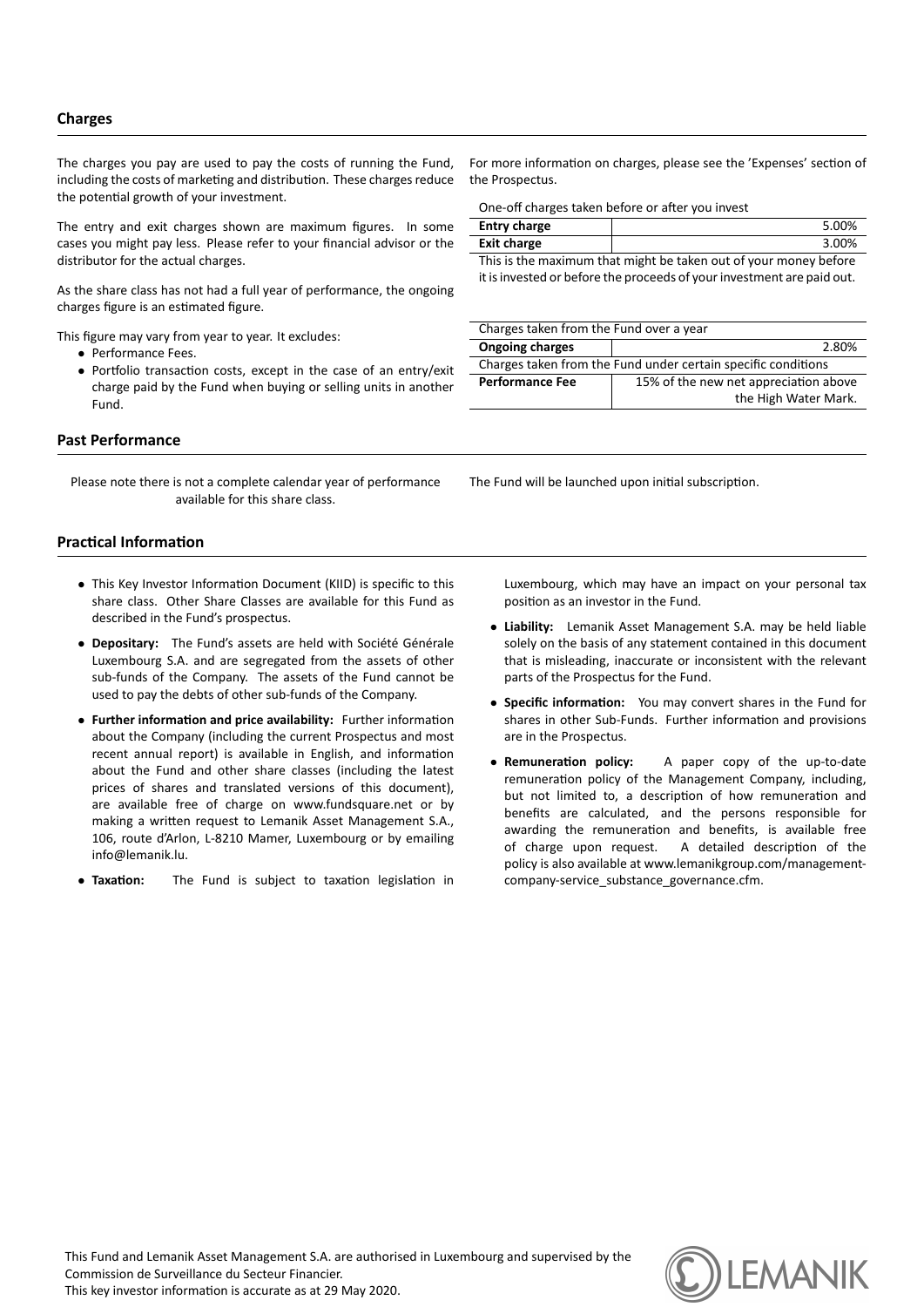## Charges

The charges you pay are used to pay the costs of running the Fund, including the costs of marketing and distribution. These charges reduce the potential growth of your investment.

The entry and exit charges shown are maximum figures. In some cases you might pay less. Please refer to your financial advisor or the distributor for the actual charges.

As the share class has not had a full year of performance, the ongoing charges figure is an estimated figure.

This figure may vary from year to year. It excludes:

- Performance Fees.
- Portfolio transaction costs, except in the case of an entry/exit charge paid by the Fund when buying or selling units in another Fund.

For more information on charges, please see the 'Expenses' section of the Prospectus.

| One-off charges taken before or after you invest | |
|---|---|
| **Entry charge** | 5.00% |
| **Exit charge** | 3.00% |

This is the maximum that might be taken out of your money before it is invested or before the proceeds of your investment are paid out.

| Charges taken from the Fund over a year | |
|---|---|
| **Ongoing charges** | 2.80% |
| Charges taken from the Fund under certain specific conditions | |
| **Performance Fee** | 15% of the new net appreciation above the High Water Mark. |

## Past Performance

Please note there is not a complete calendar year of performance available for this share class.

The Fund will be launched upon initial subscription.

## Practical Information

- This Key Investor Information Document (KIID) is specific to this share class. Other Share Classes are available for this Fund as described in the Fund's prospectus.
- **Depositary:** The Fund's assets are held with Société Générale Luxembourg S.A. and are segregated from the assets of other sub-funds of the Company. The assets of the Fund cannot be used to pay the debts of other sub-funds of the Company.
- **Further information and price availability:** Further information about the Company (including the current Prospectus and most recent annual report) is available in English, and information about the Fund and other share classes (including the latest prices of shares and translated versions of this document), are available free of charge on www.fundsquare.net or by making a written request to Lemanik Asset Management S.A., 106, route d'Arlon, L-8210 Mamer, Luxembourg or by emailing info@lemanik.lu.
- **Taxation:** The Fund is subject to taxation legislation in Luxembourg, which may have an impact on your personal tax position as an investor in the Fund.
- **Liability:** Lemanik Asset Management S.A. may be held liable solely on the basis of any statement contained in this document that is misleading, inaccurate or inconsistent with the relevant parts of the Prospectus for the Fund.
- **Specific information:** You may convert shares in the Fund for shares in other Sub-Funds. Further information and provisions are in the Prospectus.
- **Remuneration policy:** A paper copy of the up-to-date remuneration policy of the Management Company, including, but not limited to, a description of how remuneration and benefits are calculated, and the persons responsible for awarding the remuneration and benefits, is available free of charge upon request. A detailed description of the policy is also available at www.lemanikgroup.com/management-company-service_substance_governance.cfm.

This Fund and Lemanik Asset Management S.A. are authorised in Luxembourg and supervised by the Commission de Surveillance du Secteur Financier.
This key investor information is accurate as at 29 May 2020.